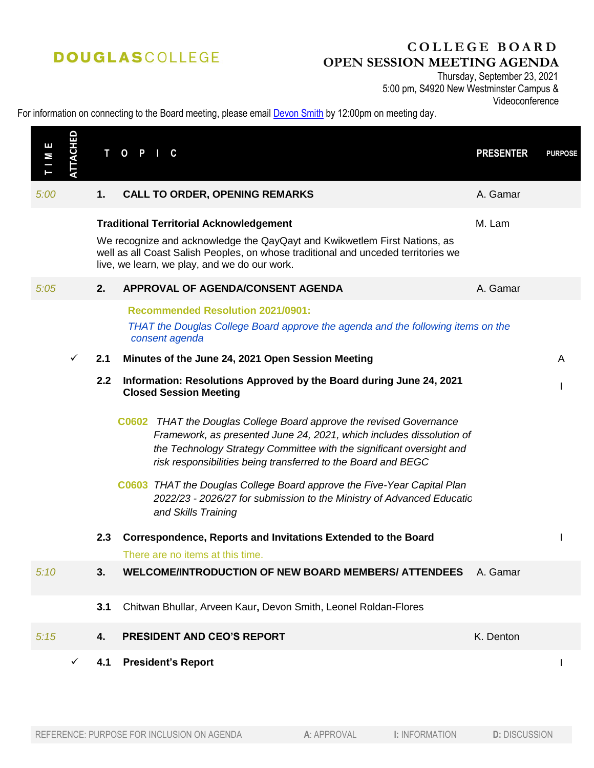**DOUGLAS** COLLEGE

# COLLEGE BOARD
# OPEN SESSION MEETING AGENDA

Thursday, September 23, 2021
5:00 pm, S4920 New Westminster Campus & Videoconference

For information on connecting to the Board meeting, please email Devon Smith by 12:00pm on meeting day.

| TIME | ATTACHED | TOPIC | | PRESENTER | PURPOSE |
|---|---|---|---|---|---|
| 5:00 | | 1. | **CALL TO ORDER, OPENING REMARKS** | A. Gamar | |
| | | | **Traditional Territorial Acknowledgement**<br>We recognize and acknowledge the QayQayt and Kwikwetlem First Nations, as well as all Coast Salish Peoples, on whose traditional and unceded territories we live, we learn, we play, and we do our work. | M. Lam | |
| 5:05 | | 2. | **APPROVAL OF AGENDA/CONSENT AGENDA** | A. Gamar | |
| | | | **Recommended Resolution 2021/0901:**<br>*THAT the Douglas College Board approve the agenda and the following items on the consent agenda* | | |
| | ✓ | 2.1 | **Minutes of the June 24, 2021 Open Session Meeting** | | A |
| | | 2.2 | **Information: Resolutions Approved by the Board during June 24, 2021 Closed Session Meeting**<br>**C0602** *THAT the Douglas College Board approve the revised Governance Framework, as presented June 24, 2021, which includes dissolution of the Technology Strategy Committee with the significant oversight and risk responsibilities being transferred to the Board and BEGC*<br>**C0603** *THAT the Douglas College Board approve the Five-Year Capital Plan 2022/23 - 2026/27 for submission to the Ministry of Advanced Education and Skills Training* | | I |
| | | 2.3 | **Correspondence, Reports and Invitations Extended to the Board**<br>There are no items at this time. | | I |
| 5:10 | | 3. | **WELCOME/INTRODUCTION OF NEW BOARD MEMBERS/ ATTENDEES** | A. Gamar | |
| | | 3.1 | Chitwan Bhullar, Arveen Kaur, Devon Smith, Leonel Roldan-Flores | | |
| 5:15 | | 4. | **PRESIDENT AND CEO'S REPORT** | K. Denton | |
| | ✓ | 4.1 | **President's Report** | | I |

REFERENCE: PURPOSE FOR INCLUSION ON AGENDA — **A**: APPROVAL — **I**: INFORMATION — **D**: DISCUSSION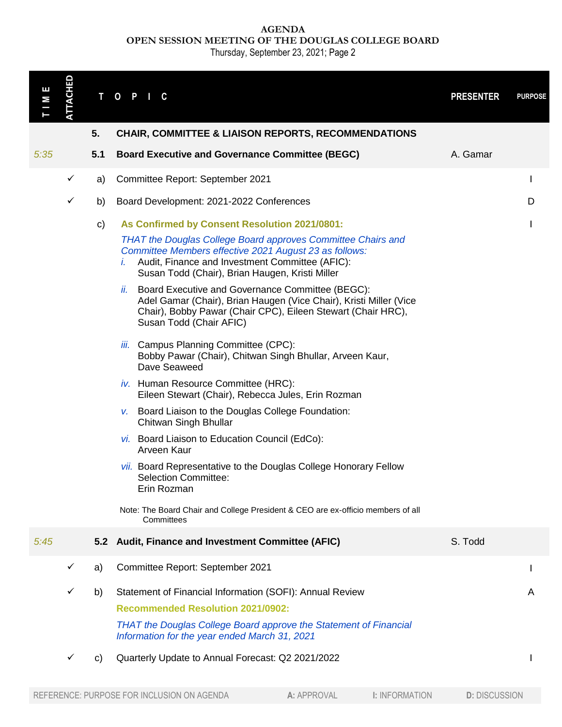**AGENDA**
**OPEN SESSION MEETING OF THE DOUGLAS COLLEGE BOARD**
Thursday, September 23, 2021; Page 2

| TIME | ATTACHED | | TOPIC | PRESENTER | PURPOSE |
|---|---|---|---|---|---|
| | | **5.** | **CHAIR, COMMITTEE & LIAISON REPORTS, RECOMMENDATIONS** | | |
| *5:35* | | **5.1** | **Board Executive and Governance Committee (BEGC)** | A. Gamar | |
| | ✓ | a) | Committee Report: September 2021 | | I |
| | ✓ | b) | Board Development: 2021-2022 Conferences | | D |
| | | c) | **As Confirmed by Consent Resolution 2021/0801:**<br>*THAT the Douglas College Board approves Committee Chairs and Committee Members effective 2021 August 23 as follows:*<br>*i.* Audit, Finance and Investment Committee (AFIC): Susan Todd (Chair), Brian Haugen, Kristi Miller<br>*ii.* Board Executive and Governance Committee (BEGC): Adel Gamar (Chair), Brian Haugen (Vice Chair), Kristi Miller (Vice Chair), Bobby Pawar (Chair CPC), Eileen Stewart (Chair HRC), Susan Todd (Chair AFIC)<br>*iii.* Campus Planning Committee (CPC): Bobby Pawar (Chair), Chitwan Singh Bhullar, Arveen Kaur, Dave Seaweed<br>*iv.* Human Resource Committee (HRC): Eileen Stewart (Chair), Rebecca Jules, Erin Rozman<br>*v.* Board Liaison to the Douglas College Foundation: Chitwan Singh Bhullar<br>*vi.* Board Liaison to Education Council (EdCo): Arveen Kaur<br>*vii.* Board Representative to the Douglas College Honorary Fellow Selection Committee: Erin Rozman<br>Note: The Board Chair and College President & CEO are ex-officio members of all Committees | | I |
| *5:45* | | **5.2** | **Audit, Finance and Investment Committee (AFIC)** | S. Todd | |
| | ✓ | a) | Committee Report: September 2021 | | I |
| | ✓ | b) | Statement of Financial Information (SOFI): Annual Review<br>**Recommended Resolution 2021/0902:**<br>*THAT the Douglas College Board approve the Statement of Financial Information for the year ended March 31, 2021* | | A |
| | ✓ | c) | Quarterly Update to Annual Forecast: Q2 2021/2022 | | I |

REFERENCE: PURPOSE FOR INCLUSION ON AGENDA — **A:** APPROVAL — **I:** INFORMATION — **D:** DISCUSSION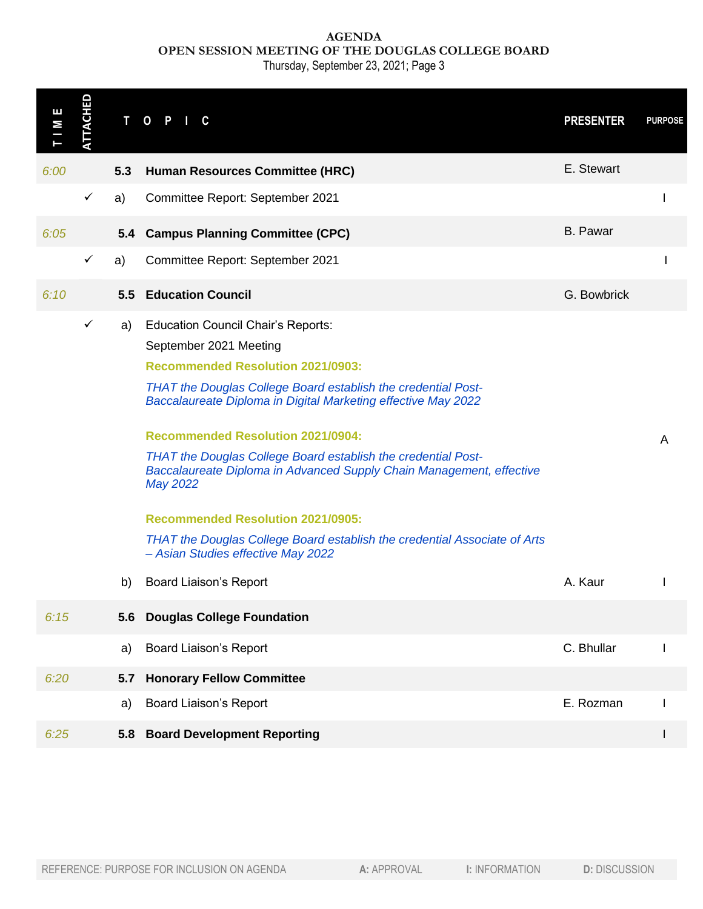**AGENDA**
**OPEN SESSION MEETING OF THE DOUGLAS COLLEGE BOARD**
Thursday, September 23, 2021; Page 3

| TIME | ATTACHED | | TOPIC | PRESENTER | PURPOSE |
|---|---|---|---|---|---|
| *6:00* | | **5.3** | **Human Resources Committee (HRC)** | E. Stewart | |
| | ✓ | a) | Committee Report: September 2021 | | I |
| *6:05* | | **5.4** | **Campus Planning Committee (CPC)** | B. Pawar | |
| | ✓ | a) | Committee Report: September 2021 | | I |
| *6:10* | | **5.5** | **Education Council** | G. Bowbrick | |
| | ✓ | a) | Education Council Chair's Reports:<br>September 2021 Meeting<br>**Recommended Resolution 2021/0903:**<br>*THAT the Douglas College Board establish the credential Post-Baccalaureate Diploma in Digital Marketing effective May 2022*<br>**Recommended Resolution 2021/0904:**<br>*THAT the Douglas College Board establish the credential Post-Baccalaureate Diploma in Advanced Supply Chain Management, effective May 2022*<br>**Recommended Resolution 2021/0905:**<br>*THAT the Douglas College Board establish the credential Associate of Arts – Asian Studies effective May 2022* | | A |
| | | b) | Board Liaison's Report | A. Kaur | I |
| *6:15* | | **5.6** | **Douglas College Foundation** | | |
| | | a) | Board Liaison's Report | C. Bhullar | I |
| *6:20* | | **5.7** | **Honorary Fellow Committee** | | |
| | | a) | Board Liaison's Report | E. Rozman | I |
| *6:25* | | **5.8** | **Board Development Reporting** | | I |

REFERENCE: PURPOSE FOR INCLUSION ON AGENDA — **A:** APPROVAL — **I:** INFORMATION — **D:** DISCUSSION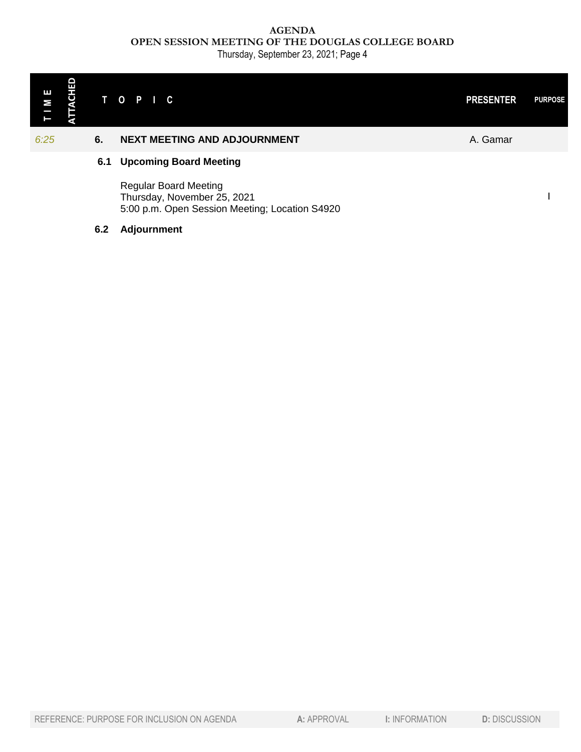**AGENDA**
**OPEN SESSION MEETING OF THE DOUGLAS COLLEGE BOARD**
Thursday, September 23, 2021; Page 4

| TIME | ATTACHED | | TOPIC | PRESENTER | PURPOSE |
|---|---|---|---|---|---|
| *6:25* | | **6.** | **NEXT MEETING AND ADJOURNMENT** | A. Gamar | |
| | | **6.1** | **Upcoming Board Meeting** | | |
| | | | Regular Board Meeting<br>Thursday, November 25, 2021<br>5:00 p.m. Open Session Meeting; Location S4920 | | I |
| | | **6.2** | **Adjournment** | | |

REFERENCE: PURPOSE FOR INCLUSION ON AGENDA **A:** APPROVAL **I:** INFORMATION **D:** DISCUSSION